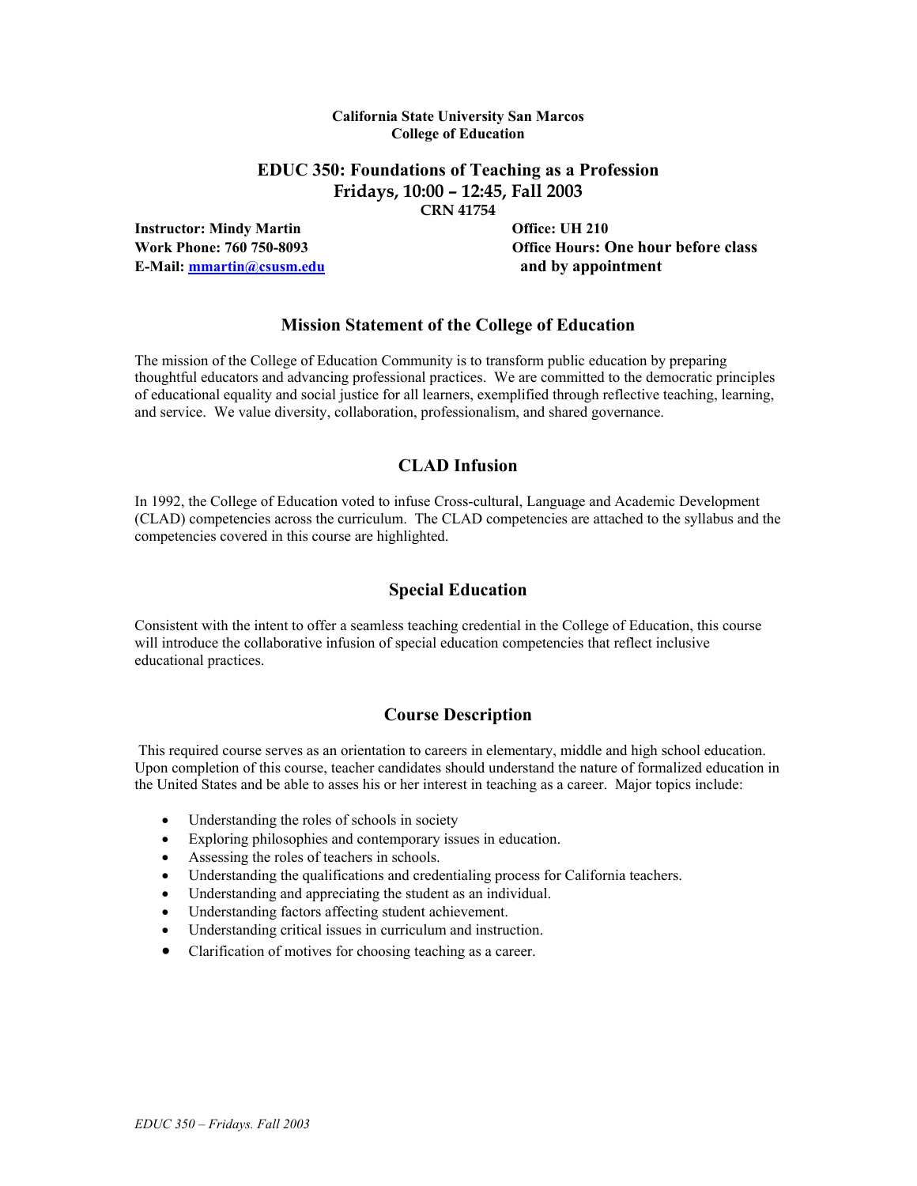**California State University San Marcos**
**College of Education**

# EDUC 350: Foundations of Teaching as a Profession
## Fridays, 10:00 – 12:45, Fall 2003
**CRN 41754**

**Instructor: Mindy Martin**
**Work Phone: 760 750-8093**
**E-Mail: mmartin@csusm.edu**

**Office: UH 210**
**Office Hours: One hour before class and by appointment**

## Mission Statement of the College of Education

The mission of the College of Education Community is to transform public education by preparing thoughtful educators and advancing professional practices. We are committed to the democratic principles of educational equality and social justice for all learners, exemplified through reflective teaching, learning, and service. We value diversity, collaboration, professionalism, and shared governance.

## CLAD Infusion

In 1992, the College of Education voted to infuse Cross-cultural, Language and Academic Development (CLAD) competencies across the curriculum. The CLAD competencies are attached to the syllabus and the competencies covered in this course are highlighted.

## Special Education

Consistent with the intent to offer a seamless teaching credential in the College of Education, this course will introduce the collaborative infusion of special education competencies that reflect inclusive educational practices.

## Course Description

This required course serves as an orientation to careers in elementary, middle and high school education. Upon completion of this course, teacher candidates should understand the nature of formalized education in the United States and be able to asses his or her interest in teaching as a career. Major topics include:

- Understanding the roles of schools in society
- Exploring philosophies and contemporary issues in education.
- Assessing the roles of teachers in schools.
- Understanding the qualifications and credentialing process for California teachers.
- Understanding and appreciating the student as an individual.
- Understanding factors affecting student achievement.
- Understanding critical issues in curriculum and instruction.
- Clarification of motives for choosing teaching as a career.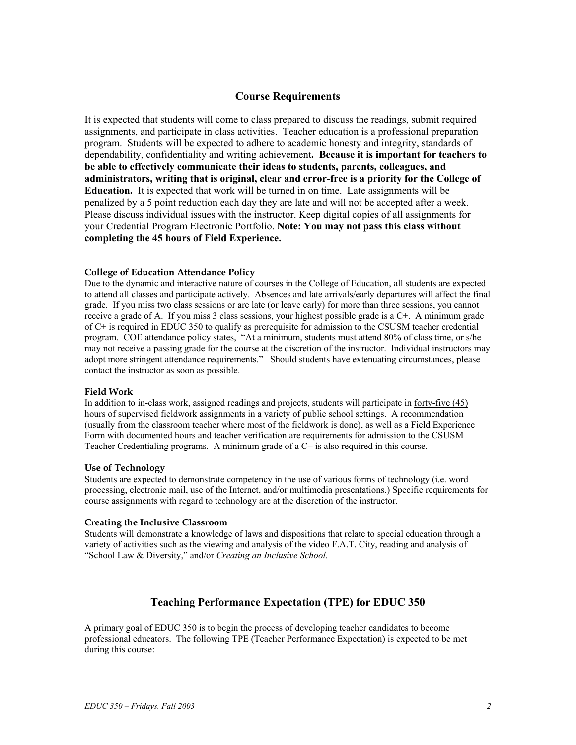## Course Requirements

It is expected that students will come to class prepared to discuss the readings, submit required assignments, and participate in class activities. Teacher education is a professional preparation program. Students will be expected to adhere to academic honesty and integrity, standards of dependability, confidentiality and writing achievement**. Because it is important for teachers to be able to effectively communicate their ideas to students, parents, colleagues, and administrators, writing that is original, clear and error-free is a priority for the College of Education.** It is expected that work will be turned in on time. Late assignments will be penalized by a 5 point reduction each day they are late and will not be accepted after a week. Please discuss individual issues with the instructor. Keep digital copies of all assignments for your Credential Program Electronic Portfolio. **Note: You may not pass this class without completing the 45 hours of Field Experience.**

#### College of Education Attendance Policy

Due to the dynamic and interactive nature of courses in the College of Education, all students are expected to attend all classes and participate actively. Absences and late arrivals/early departures will affect the final grade. If you miss two class sessions or are late (or leave early) for more than three sessions, you cannot receive a grade of A. If you miss 3 class sessions, your highest possible grade is a C+. A minimum grade of C+ is required in EDUC 350 to qualify as prerequisite for admission to the CSUSM teacher credential program. COE attendance policy states, "At a minimum, students must attend 80% of class time, or s/he may not receive a passing grade for the course at the discretion of the instructor. Individual instructors may adopt more stringent attendance requirements." Should students have extenuating circumstances, please contact the instructor as soon as possible.

#### Field Work

In addition to in-class work, assigned readings and projects, students will participate in forty-five (45) hours of supervised fieldwork assignments in a variety of public school settings. A recommendation (usually from the classroom teacher where most of the fieldwork is done), as well as a Field Experience Form with documented hours and teacher verification are requirements for admission to the CSUSM Teacher Credentialing programs. A minimum grade of a C+ is also required in this course.

#### Use of Technology

Students are expected to demonstrate competency in the use of various forms of technology (i.e. word processing, electronic mail, use of the Internet, and/or multimedia presentations.) Specific requirements for course assignments with regard to technology are at the discretion of the instructor.

#### Creating the Inclusive Classroom

Students will demonstrate a knowledge of laws and dispositions that relate to special education through a variety of activities such as the viewing and analysis of the video F.A.T. City, reading and analysis of "School Law & Diversity," and/or *Creating an Inclusive School.*

## Teaching Performance Expectation (TPE) for EDUC 350

A primary goal of EDUC 350 is to begin the process of developing teacher candidates to become professional educators. The following TPE (Teacher Performance Expectation) is expected to be met during this course: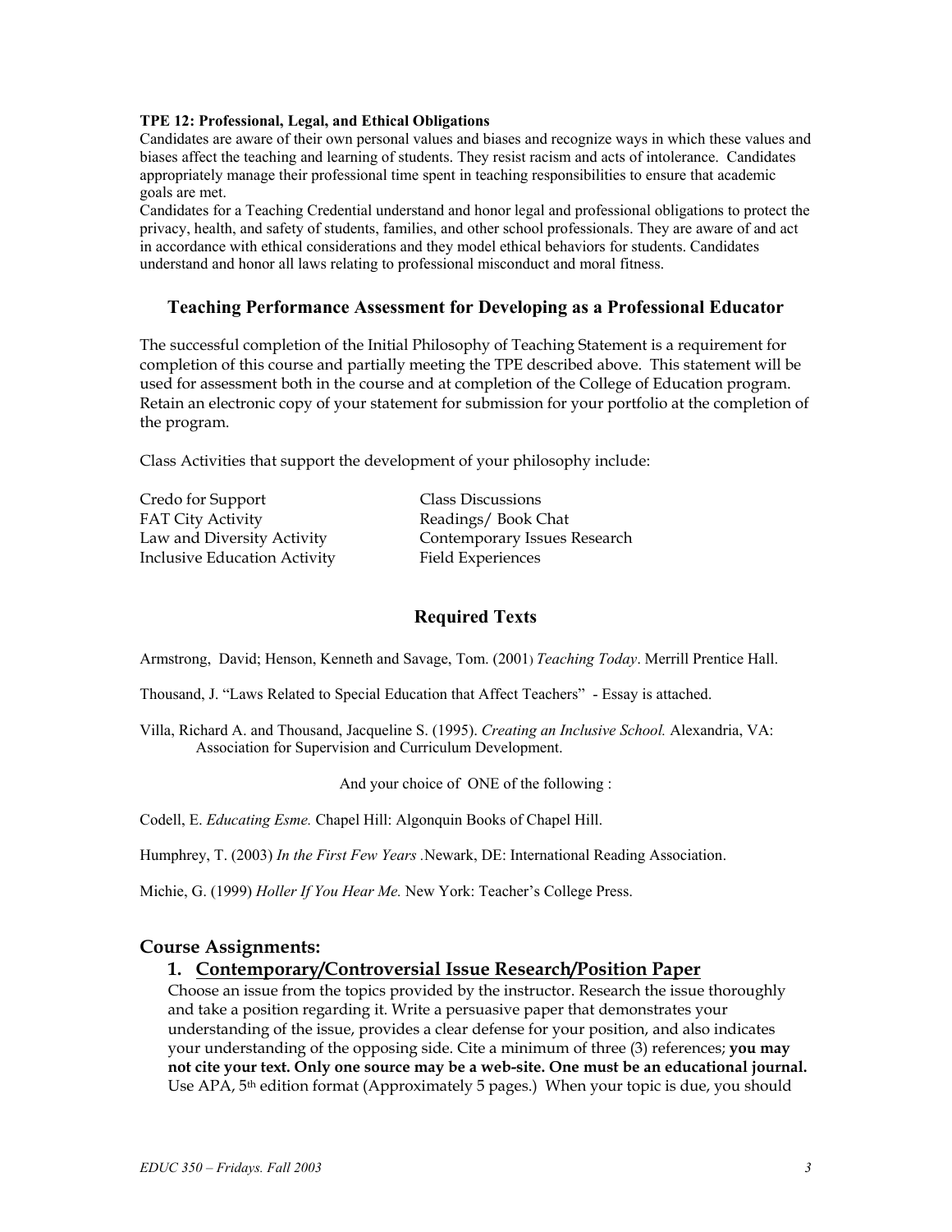**TPE 12: Professional, Legal, and Ethical Obligations**

Candidates are aware of their own personal values and biases and recognize ways in which these values and biases affect the teaching and learning of students. They resist racism and acts of intolerance. Candidates appropriately manage their professional time spent in teaching responsibilities to ensure that academic goals are met.

Candidates for a Teaching Credential understand and honor legal and professional obligations to protect the privacy, health, and safety of students, families, and other school professionals. They are aware of and act in accordance with ethical considerations and they model ethical behaviors for students. Candidates understand and honor all laws relating to professional misconduct and moral fitness.

## Teaching Performance Assessment for Developing as a Professional Educator

The successful completion of the Initial Philosophy of Teaching Statement is a requirement for completion of this course and partially meeting the TPE described above. This statement will be used for assessment both in the course and at completion of the College of Education program. Retain an electronic copy of your statement for submission for your portfolio at the completion of the program.

Class Activities that support the development of your philosophy include:

| | |
|---|---|
| Credo for Support | Class Discussions |
| FAT City Activity | Readings/ Book Chat |
| Law and Diversity Activity | Contemporary Issues Research |
| Inclusive Education Activity | Field Experiences |

## Required Texts

Armstrong, David; Henson, Kenneth and Savage, Tom. (2001) *Teaching Today*. Merrill Prentice Hall.

Thousand, J. "Laws Related to Special Education that Affect Teachers" - Essay is attached.

Villa, Richard A. and Thousand, Jacqueline S. (1995). *Creating an Inclusive School.* Alexandria, VA: Association for Supervision and Curriculum Development.

And your choice of ONE of the following :

Codell, E. *Educating Esme.* Chapel Hill: Algonquin Books of Chapel Hill.

Humphrey, T. (2003) *In the First Few Years* .Newark, DE: International Reading Association.

Michie, G. (1999) *Holler If You Hear Me.* New York: Teacher's College Press.

## Course Assignments:

### 1. Contemporary/Controversial Issue Research/Position Paper

Choose an issue from the topics provided by the instructor. Research the issue thoroughly and take a position regarding it. Write a persuasive paper that demonstrates your understanding of the issue, provides a clear defense for your position, and also indicates your understanding of the opposing side. Cite a minimum of three (3) references; **you may not cite your text. Only one source may be a web-site. One must be an educational journal.** Use APA, 5th edition format (Approximately 5 pages.) When your topic is due, you should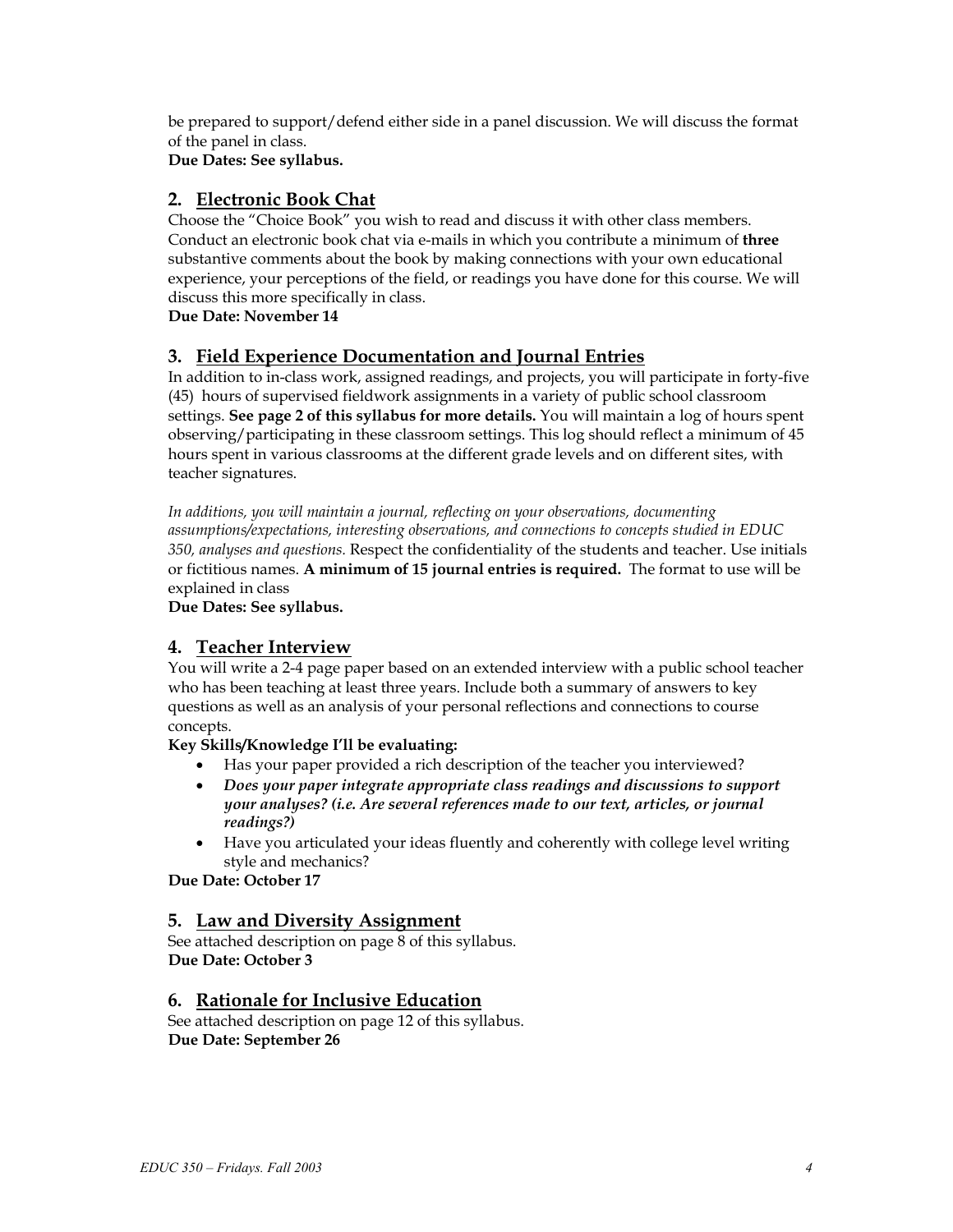be prepared to support/defend either side in a panel discussion. We will discuss the format of the panel in class.
**Due Dates: See syllabus.**

## 2. Electronic Book Chat

Choose the "Choice Book" you wish to read and discuss it with other class members. Conduct an electronic book chat via e-mails in which you contribute a minimum of **three** substantive comments about the book by making connections with your own educational experience, your perceptions of the field, or readings you have done for this course. We will discuss this more specifically in class.
**Due Date: November 14**

## 3. Field Experience Documentation and Journal Entries

In addition to in-class work, assigned readings, and projects, you will participate in forty-five (45) hours of supervised fieldwork assignments in a variety of public school classroom settings. **See page 2 of this syllabus for more details.** You will maintain a log of hours spent observing/participating in these classroom settings. This log should reflect a minimum of 45 hours spent in various classrooms at the different grade levels and on different sites, with teacher signatures.

*In additions, you will maintain a journal, reflecting on your observations, documenting assumptions/expectations, interesting observations, and connections to concepts studied in EDUC 350, analyses and questions.* Respect the confidentiality of the students and teacher. Use initials or fictitious names. **A minimum of 15 journal entries is required.** The format to use will be explained in class
**Due Dates: See syllabus.**

## 4. Teacher Interview

You will write a 2-4 page paper based on an extended interview with a public school teacher who has been teaching at least three years. Include both a summary of answers to key questions as well as an analysis of your personal reflections and connections to course concepts.

**Key Skills/Knowledge I'll be evaluating:**

- Has your paper provided a rich description of the teacher you interviewed?
- ***Does your paper integrate appropriate class readings and discussions to support your analyses? (i.e. Are several references made to our text, articles, or journal readings?)***
- Have you articulated your ideas fluently and coherently with college level writing style and mechanics?

**Due Date: October 17**

## 5. Law and Diversity Assignment

See attached description on page 8 of this syllabus.
**Due Date: October 3**

## 6. Rationale for Inclusive Education

See attached description on page 12 of this syllabus.
**Due Date: September 26**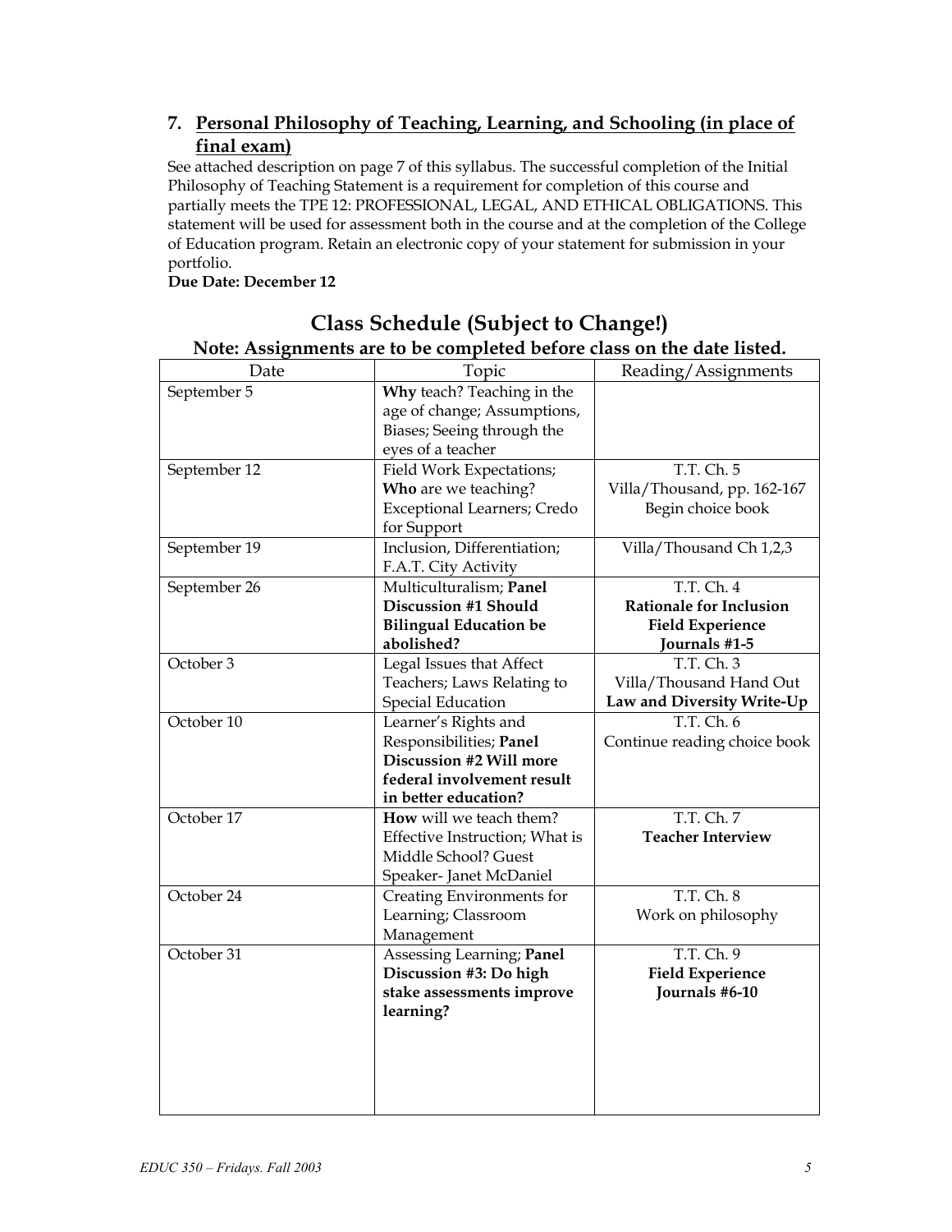### 7. Personal Philosophy of Teaching, Learning, and Schooling (in place of final exam)

See attached description on page 7 of this syllabus. The successful completion of the Initial Philosophy of Teaching Statement is a requirement for completion of this course and partially meets the TPE 12: PROFESSIONAL, LEGAL, AND ETHICAL OBLIGATIONS. This statement will be used for assessment both in the course and at the completion of the College of Education program. Retain an electronic copy of your statement for submission in your portfolio.

**Due Date: December 12**

## Class Schedule (Subject to Change!)

**Note: Assignments are to be completed before class on the date listed.**

| Date | Topic | Reading/Assignments |
|---|---|---|
| September 5 | **Why** teach? Teaching in the age of change; Assumptions, Biases; Seeing through the eyes of a teacher | |
| September 12 | Field Work Expectations; **Who** are we teaching? Exceptional Learners; Credo for Support | T.T. Ch. 5<br>Villa/Thousand, pp. 162-167<br>Begin choice book |
| September 19 | Inclusion, Differentiation; F.A.T. City Activity | Villa/Thousand Ch 1,2,3 |
| September 26 | Multiculturalism; **Panel Discussion #1 Should Bilingual Education be abolished?** | T.T. Ch. 4<br>**Rationale for Inclusion**<br>**Field Experience Journals #1-5** |
| October 3 | Legal Issues that Affect Teachers; Laws Relating to Special Education | T.T. Ch. 3<br>Villa/Thousand Hand Out<br>**Law and Diversity Write-Up** |
| October 10 | Learner's Rights and Responsibilities; **Panel Discussion #2 Will more federal involvement result in better education?** | T.T. Ch. 6<br>Continue reading choice book |
| October 17 | **How** will we teach them? Effective Instruction; What is Middle School? Guest Speaker- Janet McDaniel | T.T. Ch. 7<br>**Teacher Interview** |
| October 24 | Creating Environments for Learning; Classroom Management | T.T. Ch. 8<br>Work on philosophy |
| October 31 | Assessing Learning; **Panel Discussion #3: Do high stake assessments improve learning?** | T.T. Ch. 9<br>**Field Experience Journals #6-10** |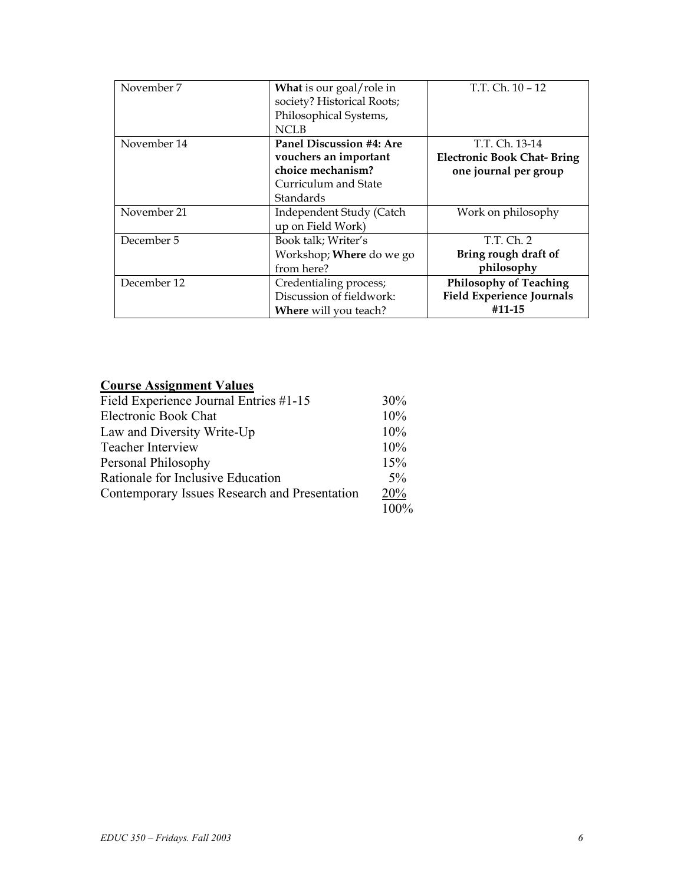| November 7 | **What** is our goal/role in society? Historical Roots; Philosophical Systems, NCLB | T.T. Ch. 10 – 12 |
|---|---|---|
| November 14 | **Panel Discussion #4: Are vouchers an important choice mechanism?** Curriculum and State Standards | T.T. Ch. 13-14 **Electronic Book Chat- Bring one journal per group** |
| November 21 | Independent Study (Catch up on Field Work) | Work on philosophy |
| December 5 | Book talk; Writer's Workshop; **Where** do we go from here? | T.T. Ch. 2 **Bring rough draft of philosophy** |
| December 12 | Credentialing process; Discussion of fieldwork: **Where** will you teach? | **Philosophy of Teaching Field Experience Journals #11-15** |

## Course Assignment Values

| | |
|---|---|
| Field Experience Journal Entries #1-15 | 30% |
| Electronic Book Chat | 10% |
| Law and Diversity Write-Up | 10% |
| Teacher Interview | 10% |
| Personal Philosophy | 15% |
| Rationale for Inclusive Education | 5% |
| Contemporary Issues Research and Presentation | 20% |
| | 100% |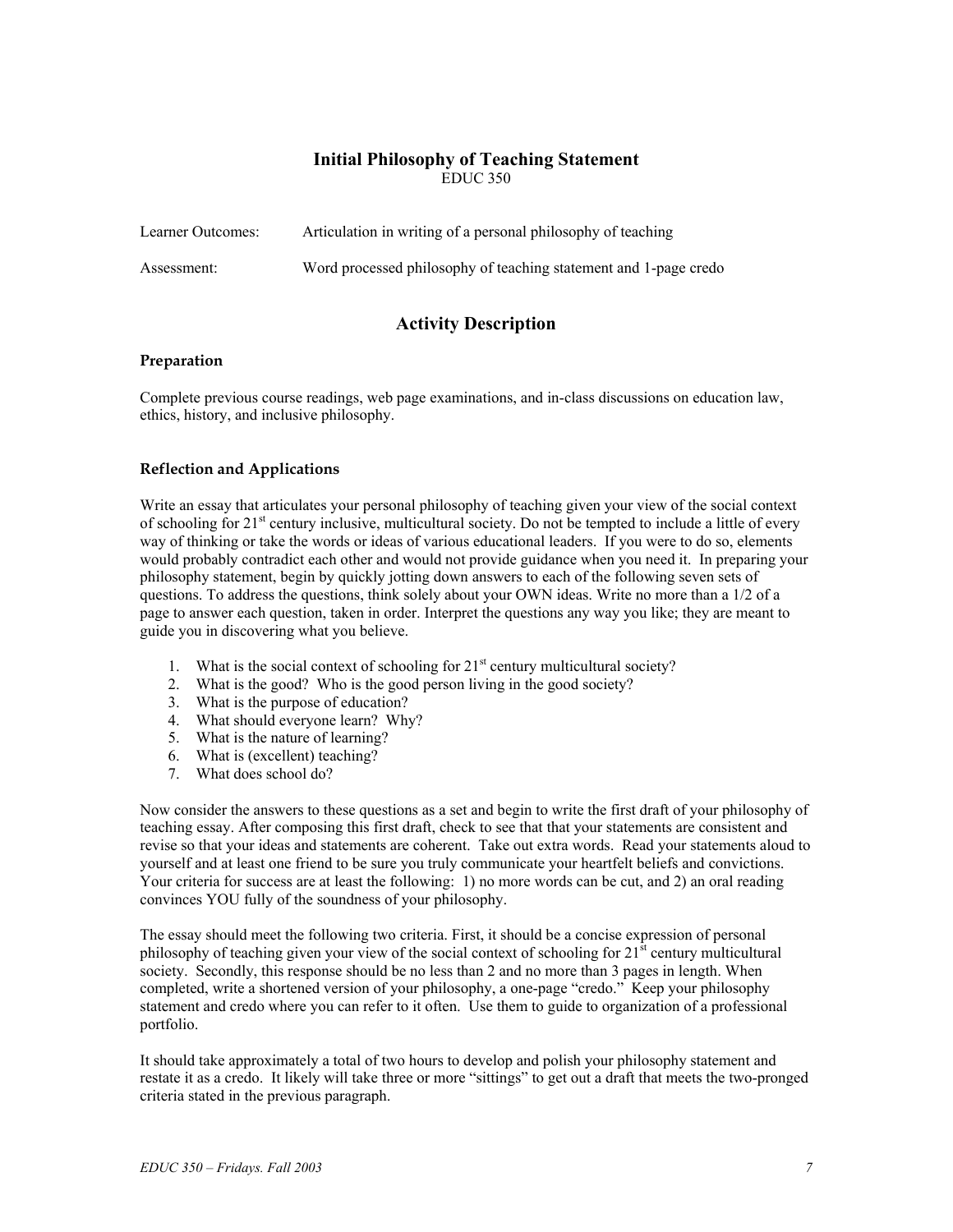## Initial Philosophy of Teaching Statement

EDUC 350

Learner Outcomes: Articulation in writing of a personal philosophy of teaching

Assessment: Word processed philosophy of teaching statement and 1-page credo

## Activity Description

### Preparation

Complete previous course readings, web page examinations, and in-class discussions on education law, ethics, history, and inclusive philosophy.

### Reflection and Applications

Write an essay that articulates your personal philosophy of teaching given your view of the social context of schooling for 21st century inclusive, multicultural society. Do not be tempted to include a little of every way of thinking or take the words or ideas of various educational leaders. If you were to do so, elements would probably contradict each other and would not provide guidance when you need it. In preparing your philosophy statement, begin by quickly jotting down answers to each of the following seven sets of questions. To address the questions, think solely about your OWN ideas. Write no more than a 1/2 of a page to answer each question, taken in order. Interpret the questions any way you like; they are meant to guide you in discovering what you believe.

1. What is the social context of schooling for 21st century multicultural society?
2. What is the good? Who is the good person living in the good society?
3. What is the purpose of education?
4. What should everyone learn? Why?
5. What is the nature of learning?
6. What is (excellent) teaching?
7. What does school do?

Now consider the answers to these questions as a set and begin to write the first draft of your philosophy of teaching essay. After composing this first draft, check to see that that your statements are consistent and revise so that your ideas and statements are coherent. Take out extra words. Read your statements aloud to yourself and at least one friend to be sure you truly communicate your heartfelt beliefs and convictions. Your criteria for success are at least the following: 1) no more words can be cut, and 2) an oral reading convinces YOU fully of the soundness of your philosophy.

The essay should meet the following two criteria. First, it should be a concise expression of personal philosophy of teaching given your view of the social context of schooling for 21st century multicultural society. Secondly, this response should be no less than 2 and no more than 3 pages in length. When completed, write a shortened version of your philosophy, a one-page "credo." Keep your philosophy statement and credo where you can refer to it often. Use them to guide to organization of a professional portfolio.

It should take approximately a total of two hours to develop and polish your philosophy statement and restate it as a credo. It likely will take three or more "sittings" to get out a draft that meets the two-pronged criteria stated in the previous paragraph.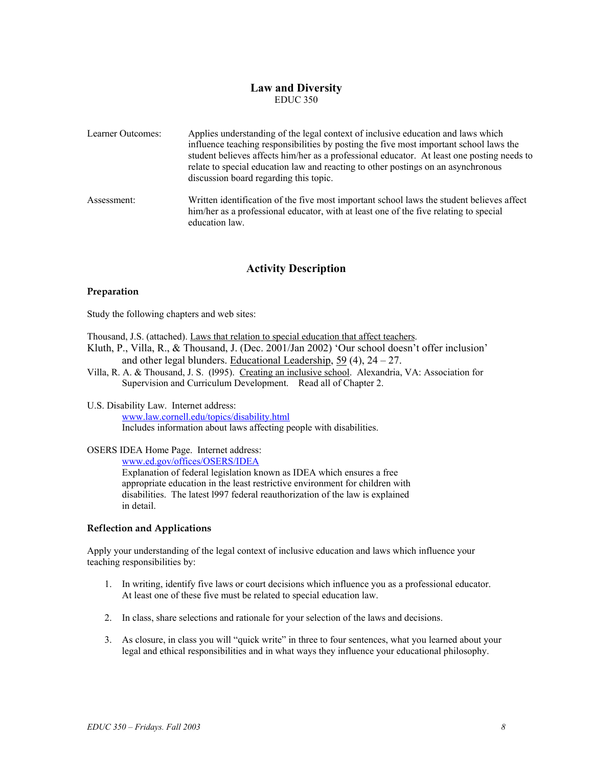# Law and Diversity

EDUC 350

| | |
|---|---|
| Learner Outcomes: | Applies understanding of the legal context of inclusive education and laws which influence teaching responsibilities by posting the five most important school laws the student believes affects him/her as a professional educator. At least one posting needs to relate to special education law and reacting to other postings on an asynchronous discussion board regarding this topic. |
| Assessment: | Written identification of the five most important school laws the student believes affect him/her as a professional educator, with at least one of the five relating to special education law. |

## Activity Description

### Preparation

Study the following chapters and web sites:

Thousand, J.S. (attached). Laws that relation to special education that affect teachers.

Kluth, P., Villa, R., & Thousand, J. (Dec. 2001/Jan 2002) 'Our school doesn't offer inclusion' and other legal blunders. Educational Leadership, 59 (4), 24 – 27.

Villa, R. A. & Thousand, J. S. (l995). Creating an inclusive school. Alexandria, VA: Association for Supervision and Curriculum Development. Read all of Chapter 2.

U.S. Disability Law. Internet address:
www.law.cornell.edu/topics/disability.html
Includes information about laws affecting people with disabilities.

OSERS IDEA Home Page. Internet address:
www.ed.gov/offices/OSERS/IDEA
Explanation of federal legislation known as IDEA which ensures a free appropriate education in the least restrictive environment for children with disabilities. The latest l997 federal reauthorization of the law is explained in detail.

### Reflection and Applications

Apply your understanding of the legal context of inclusive education and laws which influence your teaching responsibilities by:

1. In writing, identify five laws or court decisions which influence you as a professional educator. At least one of these five must be related to special education law.
2. In class, share selections and rationale for your selection of the laws and decisions.
3. As closure, in class you will "quick write" in three to four sentences, what you learned about your legal and ethical responsibilities and in what ways they influence your educational philosophy.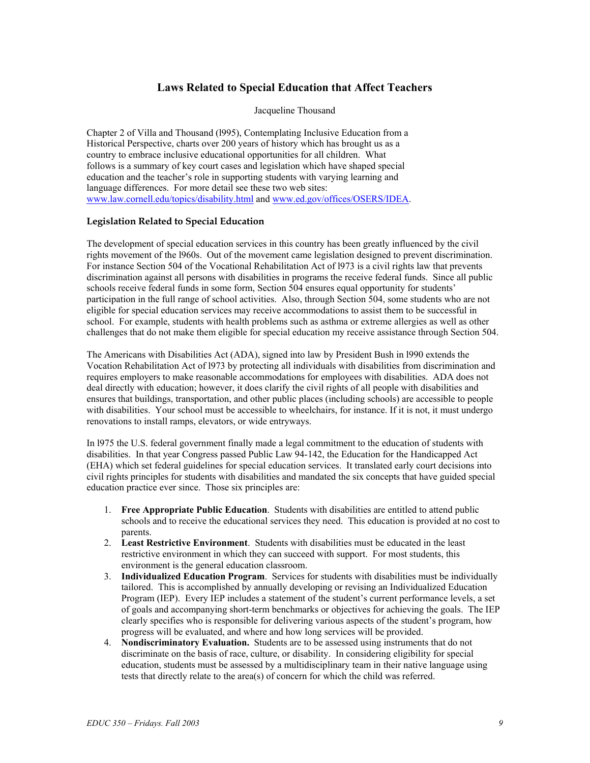## Laws Related to Special Education that Affect Teachers

Jacqueline Thousand

Chapter 2 of Villa and Thousand (l995), Contemplating Inclusive Education from a Historical Perspective, charts over 200 years of history which has brought us as a country to embrace inclusive educational opportunities for all children. What follows is a summary of key court cases and legislation which have shaped special education and the teacher's role in supporting students with varying learning and language differences. For more detail see these two web sites: www.law.cornell.edu/topics/disability.html and www.ed.gov/offices/OSERS/IDEA.

### Legislation Related to Special Education

The development of special education services in this country has been greatly influenced by the civil rights movement of the l960s. Out of the movement came legislation designed to prevent discrimination. For instance Section 504 of the Vocational Rehabilitation Act of l973 is a civil rights law that prevents discrimination against all persons with disabilities in programs the receive federal funds. Since all public schools receive federal funds in some form, Section 504 ensures equal opportunity for students' participation in the full range of school activities. Also, through Section 504, some students who are not eligible for special education services may receive accommodations to assist them to be successful in school. For example, students with health problems such as asthma or extreme allergies as well as other challenges that do not make them eligible for special education my receive assistance through Section 504.

The Americans with Disabilities Act (ADA), signed into law by President Bush in l990 extends the Vocation Rehabilitation Act of l973 by protecting all individuals with disabilities from discrimination and requires employers to make reasonable accommodations for employees with disabilities. ADA does not deal directly with education; however, it does clarify the civil rights of all people with disabilities and ensures that buildings, transportation, and other public places (including schools) are accessible to people with disabilities. Your school must be accessible to wheelchairs, for instance. If it is not, it must undergo renovations to install ramps, elevators, or wide entryways.

In l975 the U.S. federal government finally made a legal commitment to the education of students with disabilities. In that year Congress passed Public Law 94-142, the Education for the Handicapped Act (EHA) which set federal guidelines for special education services. It translated early court decisions into civil rights principles for students with disabilities and mandated the six concepts that have guided special education practice ever since. Those six principles are:

1. **Free Appropriate Public Education**. Students with disabilities are entitled to attend public schools and to receive the educational services they need. This education is provided at no cost to parents.
2. **Least Restrictive Environment**. Students with disabilities must be educated in the least restrictive environment in which they can succeed with support. For most students, this environment is the general education classroom.
3. **Individualized Education Program**. Services for students with disabilities must be individually tailored. This is accomplished by annually developing or revising an Individualized Education Program (IEP). Every IEP includes a statement of the student's current performance levels, a set of goals and accompanying short-term benchmarks or objectives for achieving the goals. The IEP clearly specifies who is responsible for delivering various aspects of the student's program, how progress will be evaluated, and where and how long services will be provided.
4. **Nondiscriminatory Evaluation.** Students are to be assessed using instruments that do not discriminate on the basis of race, culture, or disability. In considering eligibility for special education, students must be assessed by a multidisciplinary team in their native language using tests that directly relate to the area(s) of concern for which the child was referred.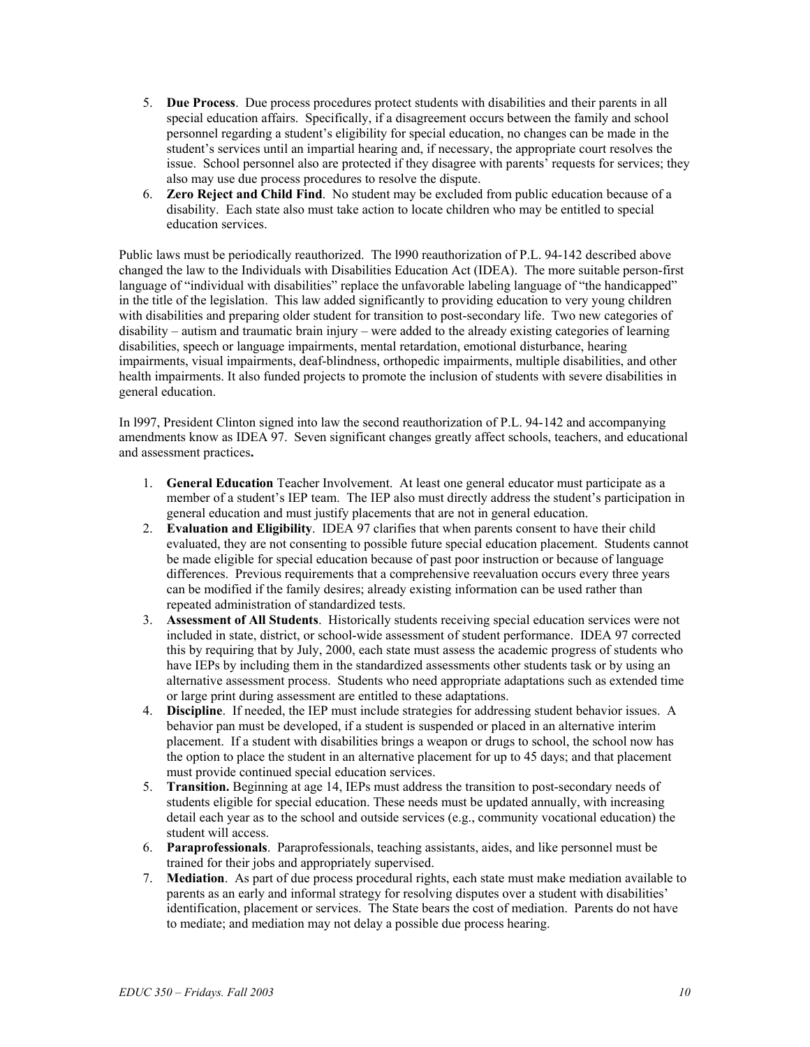5. **Due Process**. Due process procedures protect students with disabilities and their parents in all special education affairs. Specifically, if a disagreement occurs between the family and school personnel regarding a student's eligibility for special education, no changes can be made in the student's services until an impartial hearing and, if necessary, the appropriate court resolves the issue. School personnel also are protected if they disagree with parents' requests for services; they also may use due process procedures to resolve the dispute.
6. **Zero Reject and Child Find**. No student may be excluded from public education because of a disability. Each state also must take action to locate children who may be entitled to special education services.

Public laws must be periodically reauthorized. The l990 reauthorization of P.L. 94-142 described above changed the law to the Individuals with Disabilities Education Act (IDEA). The more suitable person-first language of "individual with disabilities" replace the unfavorable labeling language of "the handicapped" in the title of the legislation. This law added significantly to providing education to very young children with disabilities and preparing older student for transition to post-secondary life. Two new categories of disability – autism and traumatic brain injury – were added to the already existing categories of learning disabilities, speech or language impairments, mental retardation, emotional disturbance, hearing impairments, visual impairments, deaf-blindness, orthopedic impairments, multiple disabilities, and other health impairments. It also funded projects to promote the inclusion of students with severe disabilities in general education.

In l997, President Clinton signed into law the second reauthorization of P.L. 94-142 and accompanying amendments know as IDEA 97. Seven significant changes greatly affect schools, teachers, and educational and assessment practices**.**

1. **General Education** Teacher Involvement. At least one general educator must participate as a member of a student's IEP team. The IEP also must directly address the student's participation in general education and must justify placements that are not in general education.
2. **Evaluation and Eligibility**. IDEA 97 clarifies that when parents consent to have their child evaluated, they are not consenting to possible future special education placement. Students cannot be made eligible for special education because of past poor instruction or because of language differences. Previous requirements that a comprehensive reevaluation occurs every three years can be modified if the family desires; already existing information can be used rather than repeated administration of standardized tests.
3. **Assessment of All Students**. Historically students receiving special education services were not included in state, district, or school-wide assessment of student performance. IDEA 97 corrected this by requiring that by July, 2000, each state must assess the academic progress of students who have IEPs by including them in the standardized assessments other students task or by using an alternative assessment process. Students who need appropriate adaptations such as extended time or large print during assessment are entitled to these adaptations.
4. **Discipline**. If needed, the IEP must include strategies for addressing student behavior issues. A behavior pan must be developed, if a student is suspended or placed in an alternative interim placement. If a student with disabilities brings a weapon or drugs to school, the school now has the option to place the student in an alternative placement for up to 45 days; and that placement must provide continued special education services.
5. **Transition.** Beginning at age 14, IEPs must address the transition to post-secondary needs of students eligible for special education. These needs must be updated annually, with increasing detail each year as to the school and outside services (e.g., community vocational education) the student will access.
6. **Paraprofessionals**. Paraprofessionals, teaching assistants, aides, and like personnel must be trained for their jobs and appropriately supervised.
7. **Mediation**. As part of due process procedural rights, each state must make mediation available to parents as an early and informal strategy for resolving disputes over a student with disabilities' identification, placement or services. The State bears the cost of mediation. Parents do not have to mediate; and mediation may not delay a possible due process hearing.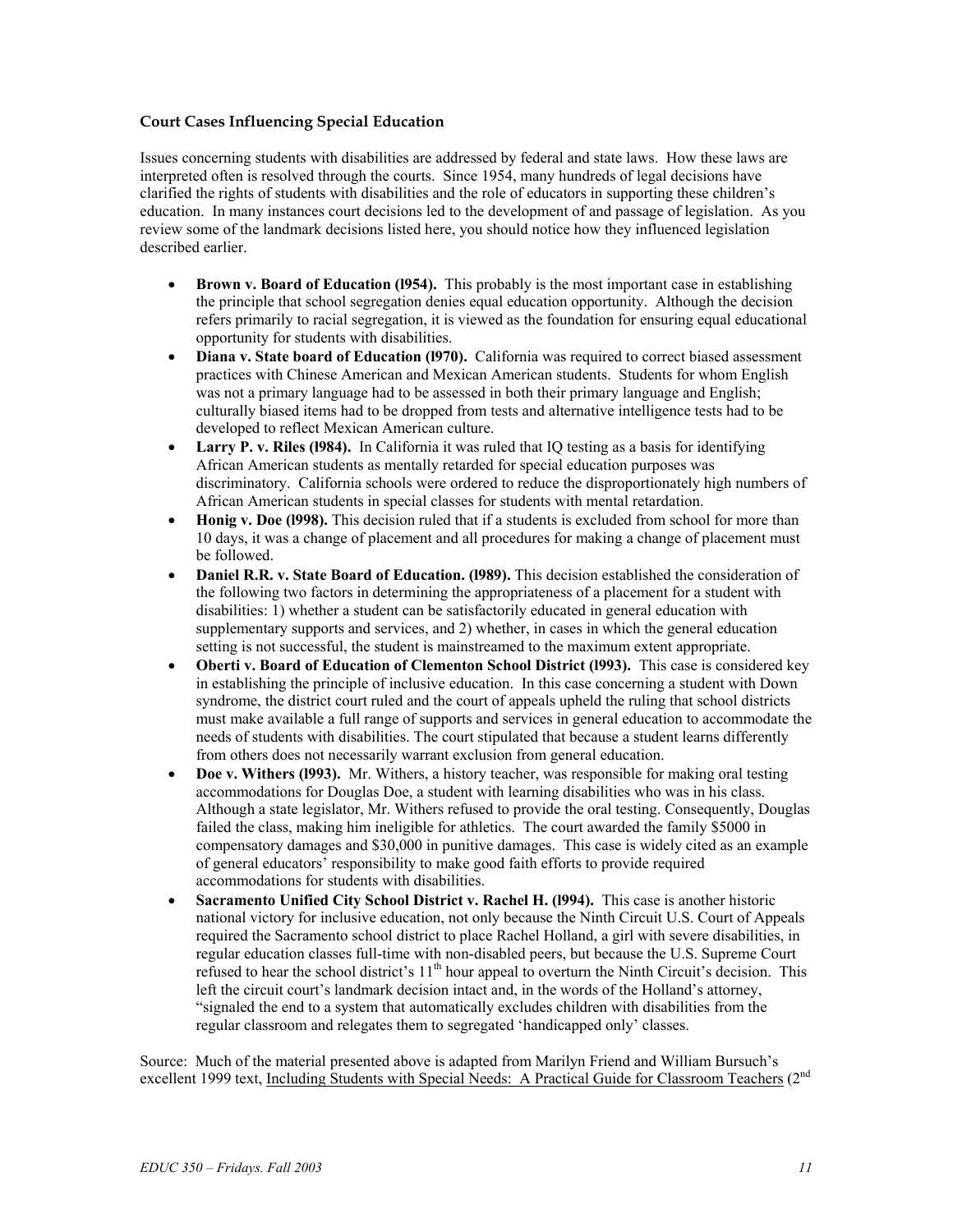### Court Cases Influencing Special Education

Issues concerning students with disabilities are addressed by federal and state laws. How these laws are interpreted often is resolved through the courts. Since 1954, many hundreds of legal decisions have clarified the rights of students with disabilities and the role of educators in supporting these children's education. In many instances court decisions led to the development of and passage of legislation. As you review some of the landmark decisions listed here, you should notice how they influenced legislation described earlier.

- **Brown v. Board of Education (l954).** This probably is the most important case in establishing the principle that school segregation denies equal education opportunity. Although the decision refers primarily to racial segregation, it is viewed as the foundation for ensuring equal educational opportunity for students with disabilities.
- **Diana v. State board of Education (l970).** California was required to correct biased assessment practices with Chinese American and Mexican American students. Students for whom English was not a primary language had to be assessed in both their primary language and English; culturally biased items had to be dropped from tests and alternative intelligence tests had to be developed to reflect Mexican American culture.
- **Larry P. v. Riles (l984).** In California it was ruled that IQ testing as a basis for identifying African American students as mentally retarded for special education purposes was discriminatory. California schools were ordered to reduce the disproportionately high numbers of African American students in special classes for students with mental retardation.
- **Honig v. Doe (l998).** This decision ruled that if a students is excluded from school for more than 10 days, it was a change of placement and all procedures for making a change of placement must be followed.
- **Daniel R.R. v. State Board of Education. (l989).** This decision established the consideration of the following two factors in determining the appropriateness of a placement for a student with disabilities: 1) whether a student can be satisfactorily educated in general education with supplementary supports and services, and 2) whether, in cases in which the general education setting is not successful, the student is mainstreamed to the maximum extent appropriate.
- **Oberti v. Board of Education of Clementon School District (l993).** This case is considered key in establishing the principle of inclusive education. In this case concerning a student with Down syndrome, the district court ruled and the court of appeals upheld the ruling that school districts must make available a full range of supports and services in general education to accommodate the needs of students with disabilities. The court stipulated that because a student learns differently from others does not necessarily warrant exclusion from general education.
- **Doe v. Withers (l993).** Mr. Withers, a history teacher, was responsible for making oral testing accommodations for Douglas Doe, a student with learning disabilities who was in his class. Although a state legislator, Mr. Withers refused to provide the oral testing. Consequently, Douglas failed the class, making him ineligible for athletics. The court awarded the family $5000 in compensatory damages and $30,000 in punitive damages. This case is widely cited as an example of general educators' responsibility to make good faith efforts to provide required accommodations for students with disabilities.
- **Sacramento Unified City School District v. Rachel H. (l994).** This case is another historic national victory for inclusive education, not only because the Ninth Circuit U.S. Court of Appeals required the Sacramento school district to place Rachel Holland, a girl with severe disabilities, in regular education classes full-time with non-disabled peers, but because the U.S. Supreme Court refused to hear the school district's 11th hour appeal to overturn the Ninth Circuit's decision. This left the circuit court's landmark decision intact and, in the words of the Holland's attorney, "signaled the end to a system that automatically excludes children with disabilities from the regular classroom and relegates them to segregated 'handicapped only' classes.

Source: Much of the material presented above is adapted from Marilyn Friend and William Bursuch's excellent 1999 text, Including Students with Special Needs: A Practical Guide for Classroom Teachers (2nd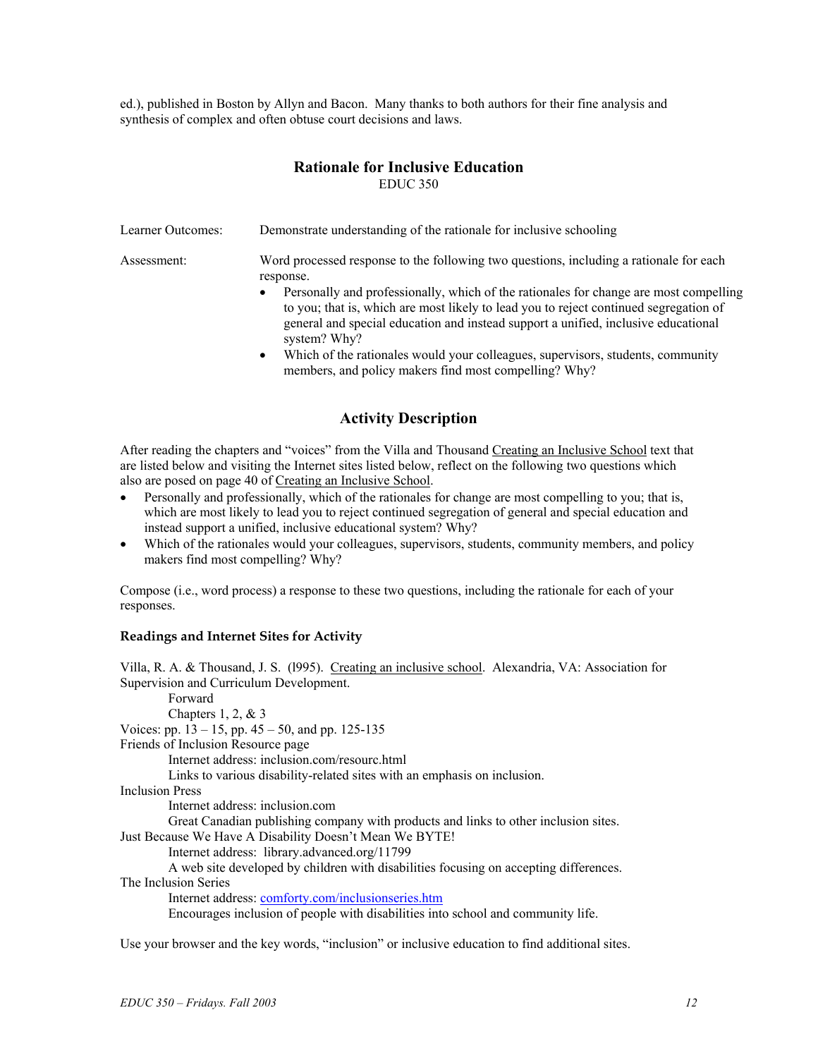ed.), published in Boston by Allyn and Bacon. Many thanks to both authors for their fine analysis and synthesis of complex and often obtuse court decisions and laws.

## Rationale for Inclusive Education

EDUC 350

Learner Outcomes: Demonstrate understanding of the rationale for inclusive schooling

Assessment: Word processed response to the following two questions, including a rationale for each response.

- Personally and professionally, which of the rationales for change are most compelling to you; that is, which are most likely to lead you to reject continued segregation of general and special education and instead support a unified, inclusive educational system? Why?
- Which of the rationales would your colleagues, supervisors, students, community members, and policy makers find most compelling? Why?

## Activity Description

After reading the chapters and "voices" from the Villa and Thousand Creating an Inclusive School text that are listed below and visiting the Internet sites listed below, reflect on the following two questions which also are posed on page 40 of Creating an Inclusive School.

- Personally and professionally, which of the rationales for change are most compelling to you; that is, which are most likely to lead you to reject continued segregation of general and special education and instead support a unified, inclusive educational system? Why?
- Which of the rationales would your colleagues, supervisors, students, community members, and policy makers find most compelling? Why?

Compose (i.e., word process) a response to these two questions, including the rationale for each of your responses.

**Readings and Internet Sites for Activity**

Villa, R. A. & Thousand, J. S. (l995). Creating an inclusive school. Alexandria, VA: Association for Supervision and Curriculum Development.

Forward

Chapters 1, 2, & 3

Voices: pp. 13 – 15, pp. 45 – 50, and pp. 125-135

Friends of Inclusion Resource page

Internet address: inclusion.com/resourc.html

Links to various disability-related sites with an emphasis on inclusion.

Inclusion Press

Internet address: inclusion.com

Great Canadian publishing company with products and links to other inclusion sites.

Just Because We Have A Disability Doesn't Mean We BYTE!

Internet address: library.advanced.org/11799

A web site developed by children with disabilities focusing on accepting differences.

The Inclusion Series

Internet address: comforty.com/inclusionseries.htm

Encourages inclusion of people with disabilities into school and community life.

Use your browser and the key words, "inclusion" or inclusive education to find additional sites.